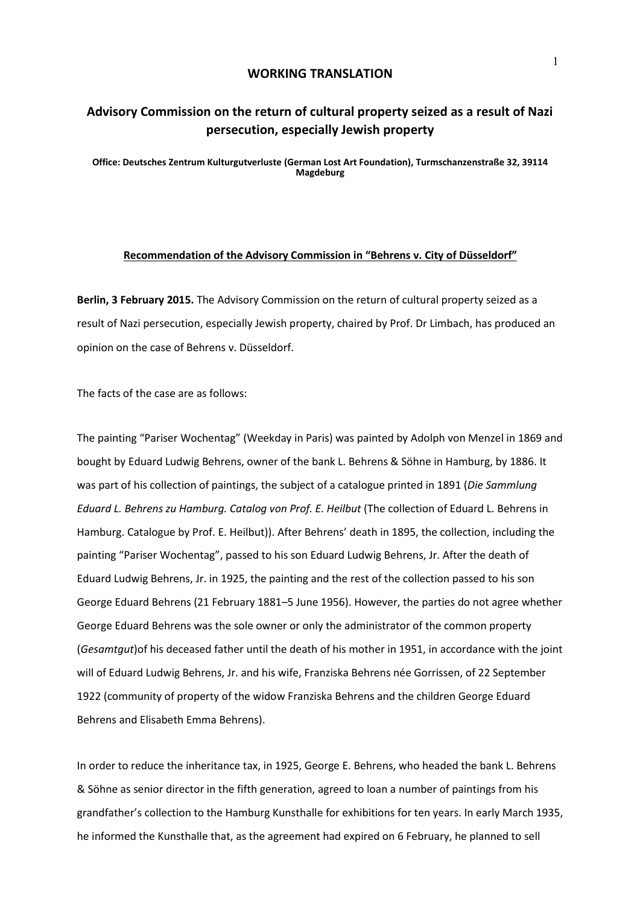**WORKING TRANSLATION**

# Advisory Commission on the return of cultural property seized as a result of Nazi persecution, especially Jewish property

**Office: Deutsches Zentrum Kulturgutverluste (German Lost Art Foundation), Turmschanzenstraße 32, 39114 Magdeburg**

## Recommendation of the Advisory Commission in "Behrens v. City of Düsseldorf"

**Berlin, 3 February 2015.** The Advisory Commission on the return of cultural property seized as a result of Nazi persecution, especially Jewish property, chaired by Prof. Dr Limbach, has produced an opinion on the case of Behrens v. Düsseldorf.

The facts of the case are as follows:

The painting "Pariser Wochentag" (Weekday in Paris) was painted by Adolph von Menzel in 1869 and bought by Eduard Ludwig Behrens, owner of the bank L. Behrens & Söhne in Hamburg, by 1886. It was part of his collection of paintings, the subject of a catalogue printed in 1891 (*Die Sammlung Eduard L. Behrens zu Hamburg. Catalog von Prof. E. Heilbut* (The collection of Eduard L. Behrens in Hamburg. Catalogue by Prof. E. Heilbut)). After Behrens' death in 1895, the collection, including the painting "Pariser Wochentag", passed to his son Eduard Ludwig Behrens, Jr. After the death of Eduard Ludwig Behrens, Jr. in 1925, the painting and the rest of the collection passed to his son George Eduard Behrens (21 February 1881–5 June 1956). However, the parties do not agree whether George Eduard Behrens was the sole owner or only the administrator of the common property (*Gesamtgut*)of his deceased father until the death of his mother in 1951, in accordance with the joint will of Eduard Ludwig Behrens, Jr. and his wife, Franziska Behrens née Gorrissen, of 22 September 1922 (community of property of the widow Franziska Behrens and the children George Eduard Behrens and Elisabeth Emma Behrens).

In order to reduce the inheritance tax, in 1925, George E. Behrens, who headed the bank L. Behrens & Söhne as senior director in the fifth generation, agreed to loan a number of paintings from his grandfather's collection to the Hamburg Kunsthalle for exhibitions for ten years. In early March 1935, he informed the Kunsthalle that, as the agreement had expired on 6 February, he planned to sell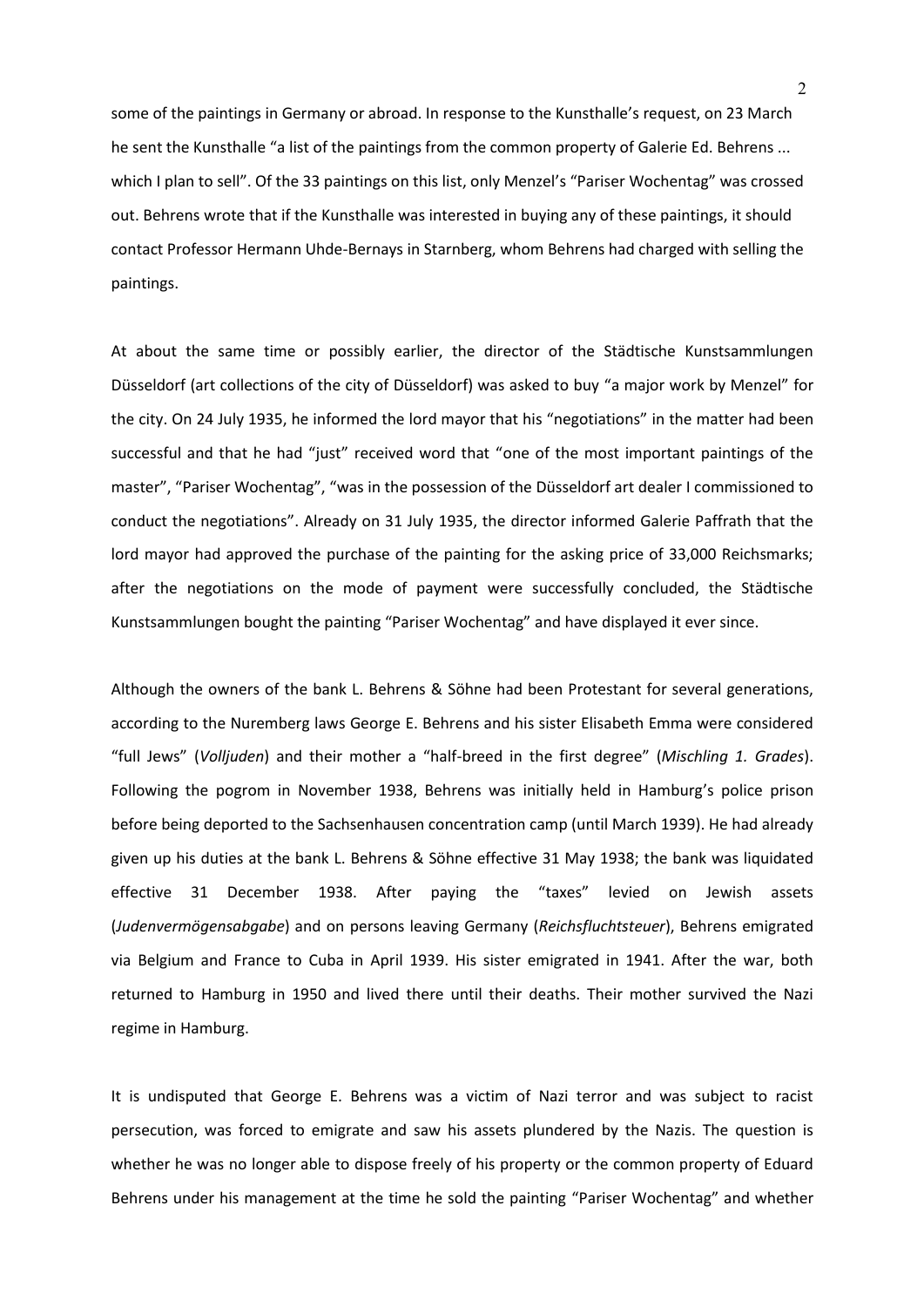some of the paintings in Germany or abroad. In response to the Kunsthalle's request, on 23 March he sent the Kunsthalle "a list of the paintings from the common property of Galerie Ed. Behrens ... which I plan to sell". Of the 33 paintings on this list, only Menzel's "Pariser Wochentag" was crossed out. Behrens wrote that if the Kunsthalle was interested in buying any of these paintings, it should contact Professor Hermann Uhde-Bernays in Starnberg, whom Behrens had charged with selling the paintings.

At about the same time or possibly earlier, the director of the Städtische Kunstsammlungen Düsseldorf (art collections of the city of Düsseldorf) was asked to buy "a major work by Menzel" for the city. On 24 July 1935, he informed the lord mayor that his "negotiations" in the matter had been successful and that he had "just" received word that "one of the most important paintings of the master", "Pariser Wochentag", "was in the possession of the Düsseldorf art dealer I commissioned to conduct the negotiations". Already on 31 July 1935, the director informed Galerie Paffrath that the lord mayor had approved the purchase of the painting for the asking price of 33,000 Reichsmarks; after the negotiations on the mode of payment were successfully concluded, the Städtische Kunstsammlungen bought the painting "Pariser Wochentag" and have displayed it ever since.

Although the owners of the bank L. Behrens & Söhne had been Protestant for several generations, according to the Nuremberg laws George E. Behrens and his sister Elisabeth Emma were considered "full Jews" (*Volljuden*) and their mother a "half-breed in the first degree" (*Mischling 1. Grades*). Following the pogrom in November 1938, Behrens was initially held in Hamburg's police prison before being deported to the Sachsenhausen concentration camp (until March 1939). He had already given up his duties at the bank L. Behrens & Söhne effective 31 May 1938; the bank was liquidated effective 31 December 1938. After paying the "taxes" levied on Jewish assets (*Judenvermögensabgabe*) and on persons leaving Germany (*Reichsfluchtsteuer*), Behrens emigrated via Belgium and France to Cuba in April 1939. His sister emigrated in 1941. After the war, both returned to Hamburg in 1950 and lived there until their deaths. Their mother survived the Nazi regime in Hamburg.

It is undisputed that George E. Behrens was a victim of Nazi terror and was subject to racist persecution, was forced to emigrate and saw his assets plundered by the Nazis. The question is whether he was no longer able to dispose freely of his property or the common property of Eduard Behrens under his management at the time he sold the painting "Pariser Wochentag" and whether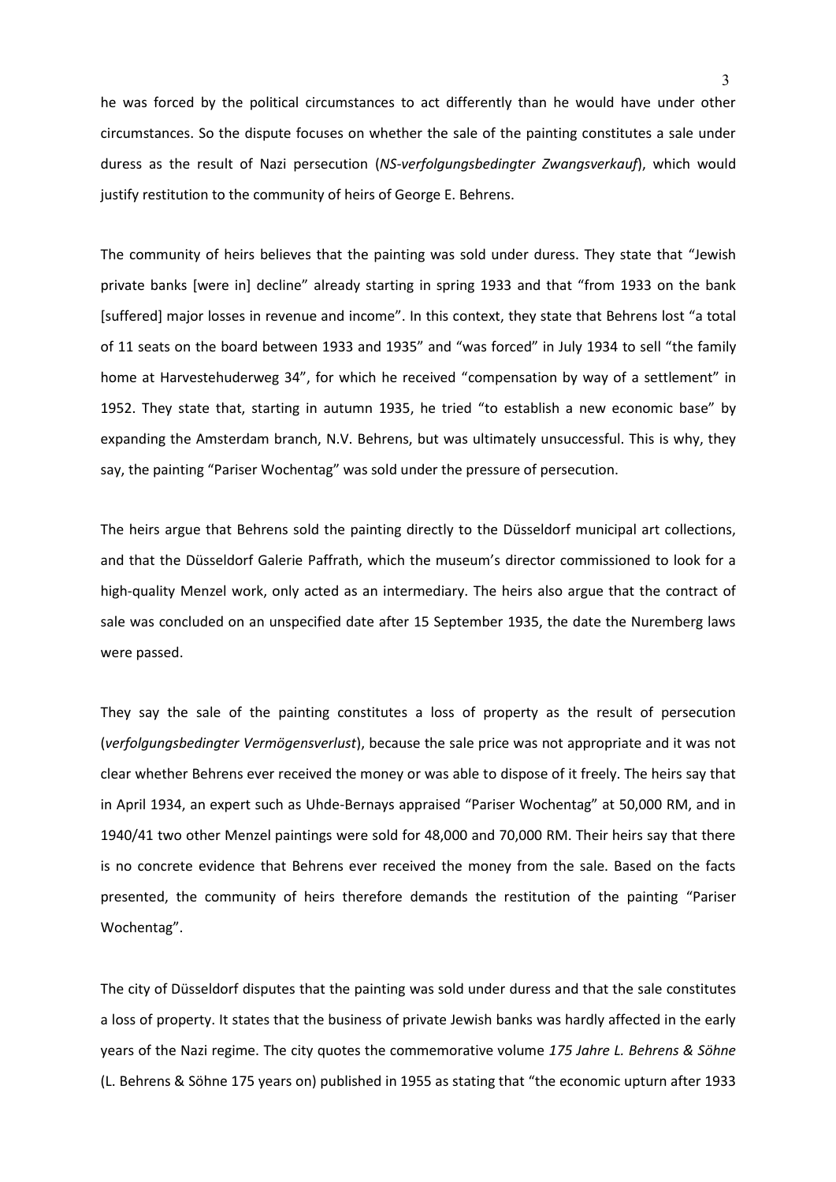he was forced by the political circumstances to act differently than he would have under other circumstances. So the dispute focuses on whether the sale of the painting constitutes a sale under duress as the result of Nazi persecution (*NS-verfolgungsbedingter Zwangsverkauf*), which would justify restitution to the community of heirs of George E. Behrens.

The community of heirs believes that the painting was sold under duress. They state that "Jewish private banks [were in] decline" already starting in spring 1933 and that "from 1933 on the bank [suffered] major losses in revenue and income". In this context, they state that Behrens lost "a total of 11 seats on the board between 1933 and 1935" and "was forced" in July 1934 to sell "the family home at Harvestehuderweg 34", for which he received "compensation by way of a settlement" in 1952. They state that, starting in autumn 1935, he tried "to establish a new economic base" by expanding the Amsterdam branch, N.V. Behrens, but was ultimately unsuccessful. This is why, they say, the painting "Pariser Wochentag" was sold under the pressure of persecution.

The heirs argue that Behrens sold the painting directly to the Düsseldorf municipal art collections, and that the Düsseldorf Galerie Paffrath, which the museum's director commissioned to look for a high-quality Menzel work, only acted as an intermediary. The heirs also argue that the contract of sale was concluded on an unspecified date after 15 September 1935, the date the Nuremberg laws were passed.

They say the sale of the painting constitutes a loss of property as the result of persecution (*verfolgungsbedingter Vermögensverlust*), because the sale price was not appropriate and it was not clear whether Behrens ever received the money or was able to dispose of it freely. The heirs say that in April 1934, an expert such as Uhde-Bernays appraised "Pariser Wochentag" at 50,000 RM, and in 1940/41 two other Menzel paintings were sold for 48,000 and 70,000 RM. Their heirs say that there is no concrete evidence that Behrens ever received the money from the sale. Based on the facts presented, the community of heirs therefore demands the restitution of the painting "Pariser Wochentag".

The city of Düsseldorf disputes that the painting was sold under duress and that the sale constitutes a loss of property. It states that the business of private Jewish banks was hardly affected in the early years of the Nazi regime. The city quotes the commemorative volume *175 Jahre L. Behrens & Söhne* (L. Behrens & Söhne 175 years on) published in 1955 as stating that "the economic upturn after 1933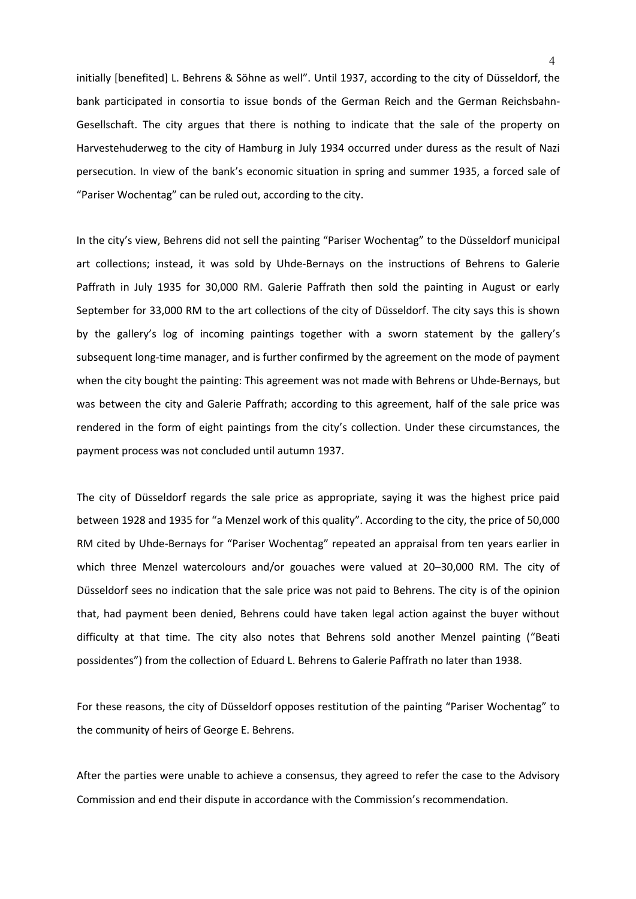initially [benefited] L. Behrens & Söhne as well". Until 1937, according to the city of Düsseldorf, the bank participated in consortia to issue bonds of the German Reich and the German Reichsbahn-Gesellschaft. The city argues that there is nothing to indicate that the sale of the property on Harvestehuderweg to the city of Hamburg in July 1934 occurred under duress as the result of Nazi persecution. In view of the bank's economic situation in spring and summer 1935, a forced sale of "Pariser Wochentag" can be ruled out, according to the city.

In the city's view, Behrens did not sell the painting "Pariser Wochentag" to the Düsseldorf municipal art collections; instead, it was sold by Uhde-Bernays on the instructions of Behrens to Galerie Paffrath in July 1935 for 30,000 RM. Galerie Paffrath then sold the painting in August or early September for 33,000 RM to the art collections of the city of Düsseldorf. The city says this is shown by the gallery's log of incoming paintings together with a sworn statement by the gallery's subsequent long-time manager, and is further confirmed by the agreement on the mode of payment when the city bought the painting: This agreement was not made with Behrens or Uhde-Bernays, but was between the city and Galerie Paffrath; according to this agreement, half of the sale price was rendered in the form of eight paintings from the city's collection. Under these circumstances, the payment process was not concluded until autumn 1937.

The city of Düsseldorf regards the sale price as appropriate, saying it was the highest price paid between 1928 and 1935 for "a Menzel work of this quality". According to the city, the price of 50,000 RM cited by Uhde-Bernays for "Pariser Wochentag" repeated an appraisal from ten years earlier in which three Menzel watercolours and/or gouaches were valued at 20–30,000 RM. The city of Düsseldorf sees no indication that the sale price was not paid to Behrens. The city is of the opinion that, had payment been denied, Behrens could have taken legal action against the buyer without difficulty at that time. The city also notes that Behrens sold another Menzel painting ("Beati possidentes") from the collection of Eduard L. Behrens to Galerie Paffrath no later than 1938.

For these reasons, the city of Düsseldorf opposes restitution of the painting "Pariser Wochentag" to the community of heirs of George E. Behrens.

After the parties were unable to achieve a consensus, they agreed to refer the case to the Advisory Commission and end their dispute in accordance with the Commission's recommendation.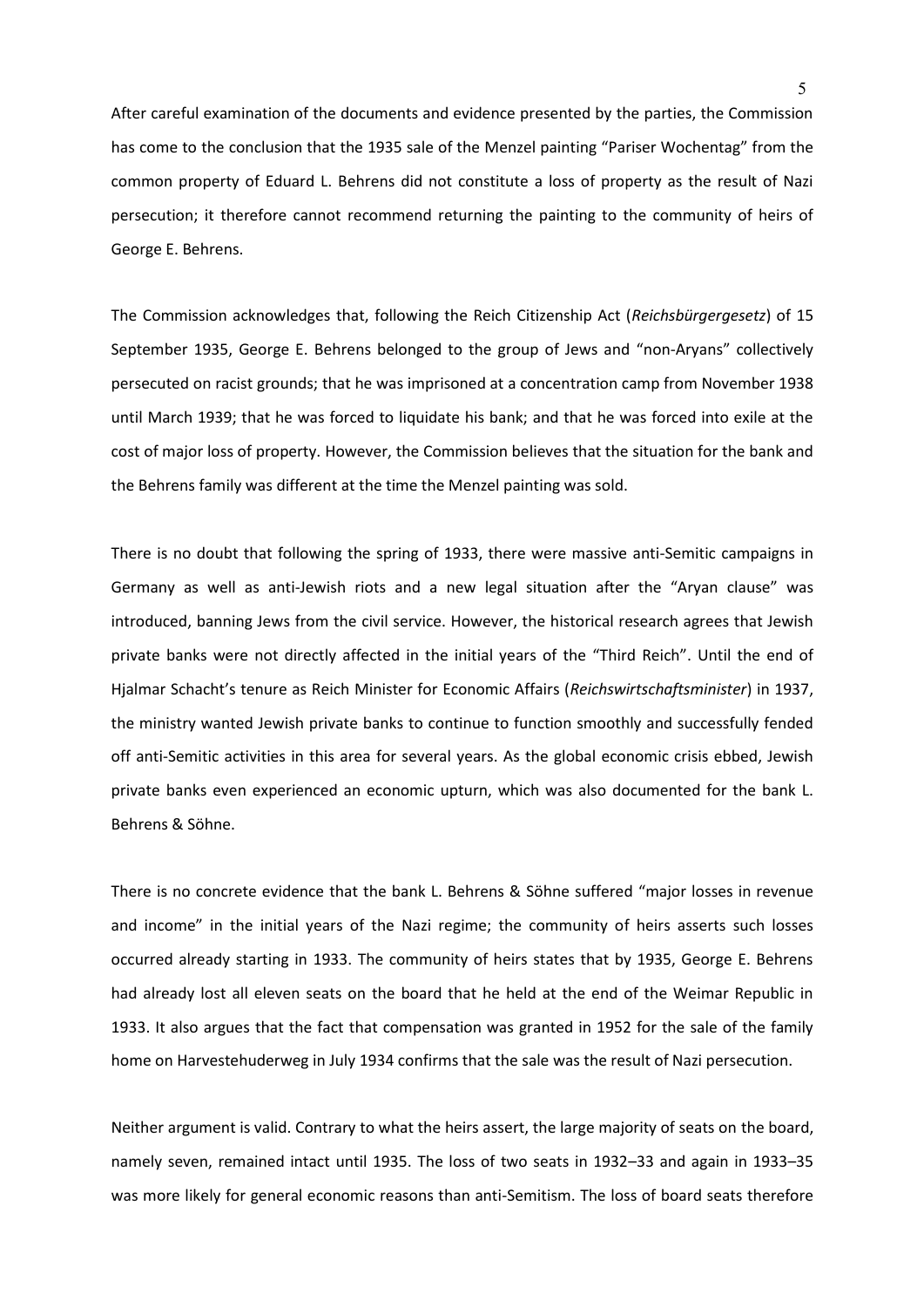After careful examination of the documents and evidence presented by the parties, the Commission has come to the conclusion that the 1935 sale of the Menzel painting "Pariser Wochentag" from the common property of Eduard L. Behrens did not constitute a loss of property as the result of Nazi persecution; it therefore cannot recommend returning the painting to the community of heirs of George E. Behrens.

The Commission acknowledges that, following the Reich Citizenship Act (*Reichsbürgergesetz*) of 15 September 1935, George E. Behrens belonged to the group of Jews and "non-Aryans" collectively persecuted on racist grounds; that he was imprisoned at a concentration camp from November 1938 until March 1939; that he was forced to liquidate his bank; and that he was forced into exile at the cost of major loss of property. However, the Commission believes that the situation for the bank and the Behrens family was different at the time the Menzel painting was sold.

There is no doubt that following the spring of 1933, there were massive anti-Semitic campaigns in Germany as well as anti-Jewish riots and a new legal situation after the "Aryan clause" was introduced, banning Jews from the civil service. However, the historical research agrees that Jewish private banks were not directly affected in the initial years of the "Third Reich". Until the end of Hjalmar Schacht's tenure as Reich Minister for Economic Affairs (*Reichswirtschaftsminister*) in 1937, the ministry wanted Jewish private banks to continue to function smoothly and successfully fended off anti-Semitic activities in this area for several years. As the global economic crisis ebbed, Jewish private banks even experienced an economic upturn, which was also documented for the bank L. Behrens & Söhne.

There is no concrete evidence that the bank L. Behrens & Söhne suffered "major losses in revenue and income" in the initial years of the Nazi regime; the community of heirs asserts such losses occurred already starting in 1933. The community of heirs states that by 1935, George E. Behrens had already lost all eleven seats on the board that he held at the end of the Weimar Republic in 1933. It also argues that the fact that compensation was granted in 1952 for the sale of the family home on Harvestehuderweg in July 1934 confirms that the sale was the result of Nazi persecution.

Neither argument is valid. Contrary to what the heirs assert, the large majority of seats on the board, namely seven, remained intact until 1935. The loss of two seats in 1932–33 and again in 1933–35 was more likely for general economic reasons than anti-Semitism. The loss of board seats therefore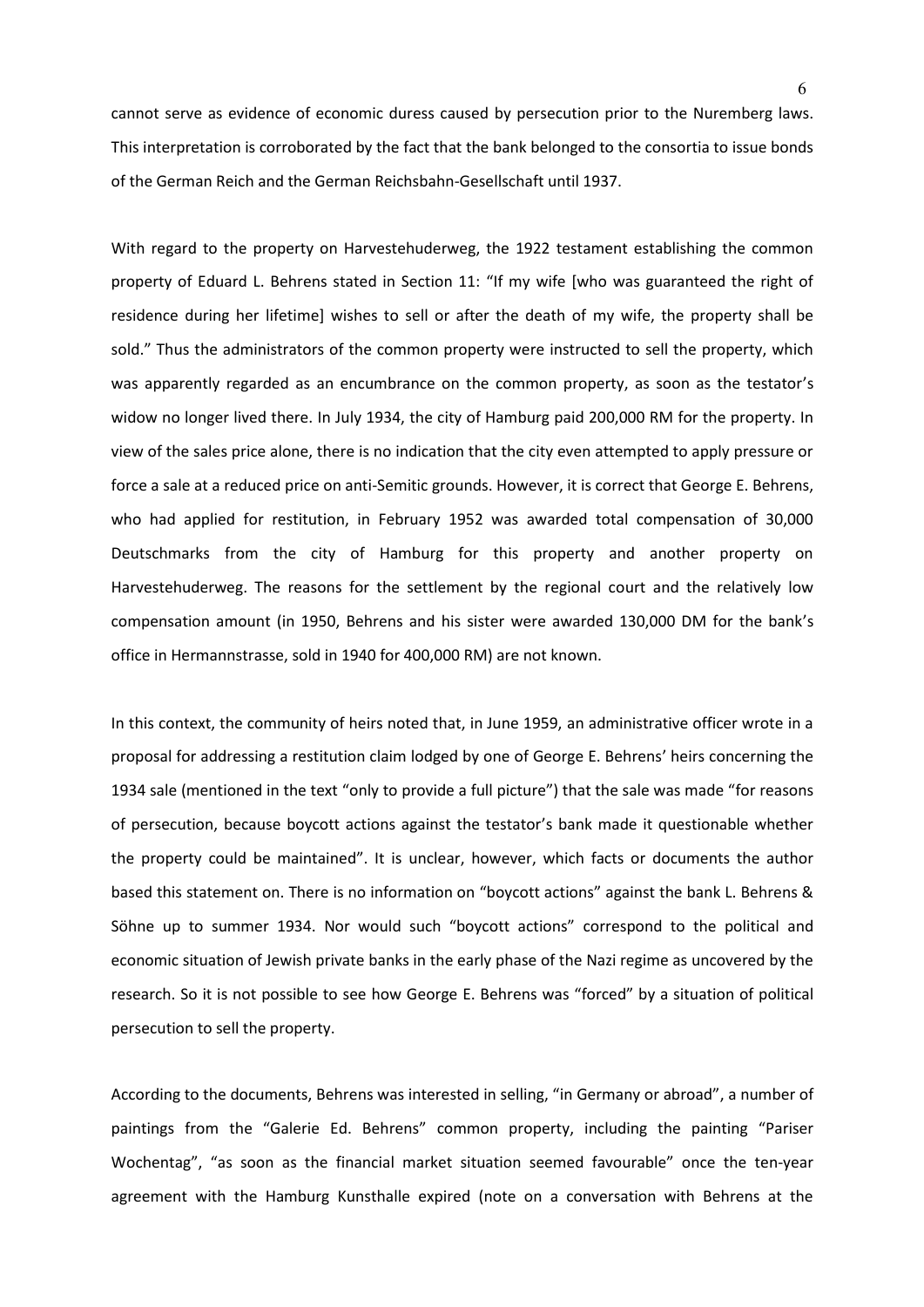cannot serve as evidence of economic duress caused by persecution prior to the Nuremberg laws. This interpretation is corroborated by the fact that the bank belonged to the consortia to issue bonds of the German Reich and the German Reichsbahn-Gesellschaft until 1937.

With regard to the property on Harvestehuderweg, the 1922 testament establishing the common property of Eduard L. Behrens stated in Section 11: “If my wife [who was guaranteed the right of residence during her lifetime] wishes to sell or after the death of my wife, the property shall be sold.” Thus the administrators of the common property were instructed to sell the property, which was apparently regarded as an encumbrance on the common property, as soon as the testator’s widow no longer lived there. In July 1934, the city of Hamburg paid 200,000 RM for the property. In view of the sales price alone, there is no indication that the city even attempted to apply pressure or force a sale at a reduced price on anti-Semitic grounds. However, it is correct that George E. Behrens, who had applied for restitution, in February 1952 was awarded total compensation of 30,000 Deutschmarks from the city of Hamburg for this property and another property on Harvestehuderweg. The reasons for the settlement by the regional court and the relatively low compensation amount (in 1950, Behrens and his sister were awarded 130,000 DM for the bank’s office in Hermannstrasse, sold in 1940 for 400,000 RM) are not known.

In this context, the community of heirs noted that, in June 1959, an administrative officer wrote in a proposal for addressing a restitution claim lodged by one of George E. Behrens’ heirs concerning the 1934 sale (mentioned in the text “only to provide a full picture”) that the sale was made “for reasons of persecution, because boycott actions against the testator’s bank made it questionable whether the property could be maintained”. It is unclear, however, which facts or documents the author based this statement on. There is no information on “boycott actions” against the bank L. Behrens & Söhne up to summer 1934. Nor would such “boycott actions” correspond to the political and economic situation of Jewish private banks in the early phase of the Nazi regime as uncovered by the research. So it is not possible to see how George E. Behrens was “forced” by a situation of political persecution to sell the property.

According to the documents, Behrens was interested in selling, “in Germany or abroad”, a number of paintings from the “Galerie Ed. Behrens” common property, including the painting “Pariser Wochentag”, “as soon as the financial market situation seemed favourable” once the ten-year agreement with the Hamburg Kunsthalle expired (note on a conversation with Behrens at the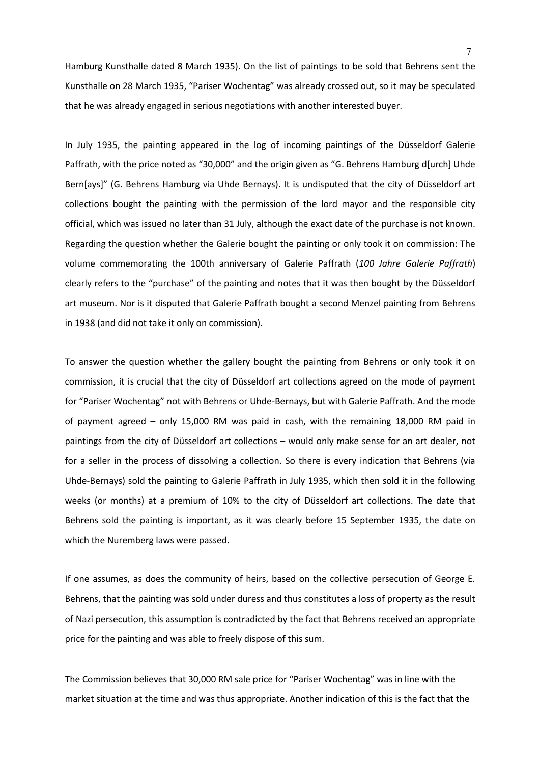Hamburg Kunsthalle dated 8 March 1935). On the list of paintings to be sold that Behrens sent the Kunsthalle on 28 March 1935, "Pariser Wochentag" was already crossed out, so it may be speculated that he was already engaged in serious negotiations with another interested buyer.

In July 1935, the painting appeared in the log of incoming paintings of the Düsseldorf Galerie Paffrath, with the price noted as "30,000" and the origin given as "G. Behrens Hamburg d[urch] Uhde Bern[ays]" (G. Behrens Hamburg via Uhde Bernays). It is undisputed that the city of Düsseldorf art collections bought the painting with the permission of the lord mayor and the responsible city official, which was issued no later than 31 July, although the exact date of the purchase is not known. Regarding the question whether the Galerie bought the painting or only took it on commission: The volume commemorating the 100th anniversary of Galerie Paffrath (*100 Jahre Galerie Paffrath*) clearly refers to the "purchase" of the painting and notes that it was then bought by the Düsseldorf art museum. Nor is it disputed that Galerie Paffrath bought a second Menzel painting from Behrens in 1938 (and did not take it only on commission).

To answer the question whether the gallery bought the painting from Behrens or only took it on commission, it is crucial that the city of Düsseldorf art collections agreed on the mode of payment for "Pariser Wochentag" not with Behrens or Uhde-Bernays, but with Galerie Paffrath. And the mode of payment agreed – only 15,000 RM was paid in cash, with the remaining 18,000 RM paid in paintings from the city of Düsseldorf art collections – would only make sense for an art dealer, not for a seller in the process of dissolving a collection. So there is every indication that Behrens (via Uhde-Bernays) sold the painting to Galerie Paffrath in July 1935, which then sold it in the following weeks (or months) at a premium of 10% to the city of Düsseldorf art collections. The date that Behrens sold the painting is important, as it was clearly before 15 September 1935, the date on which the Nuremberg laws were passed.

If one assumes, as does the community of heirs, based on the collective persecution of George E. Behrens, that the painting was sold under duress and thus constitutes a loss of property as the result of Nazi persecution, this assumption is contradicted by the fact that Behrens received an appropriate price for the painting and was able to freely dispose of this sum.

The Commission believes that 30,000 RM sale price for "Pariser Wochentag" was in line with the market situation at the time and was thus appropriate. Another indication of this is the fact that the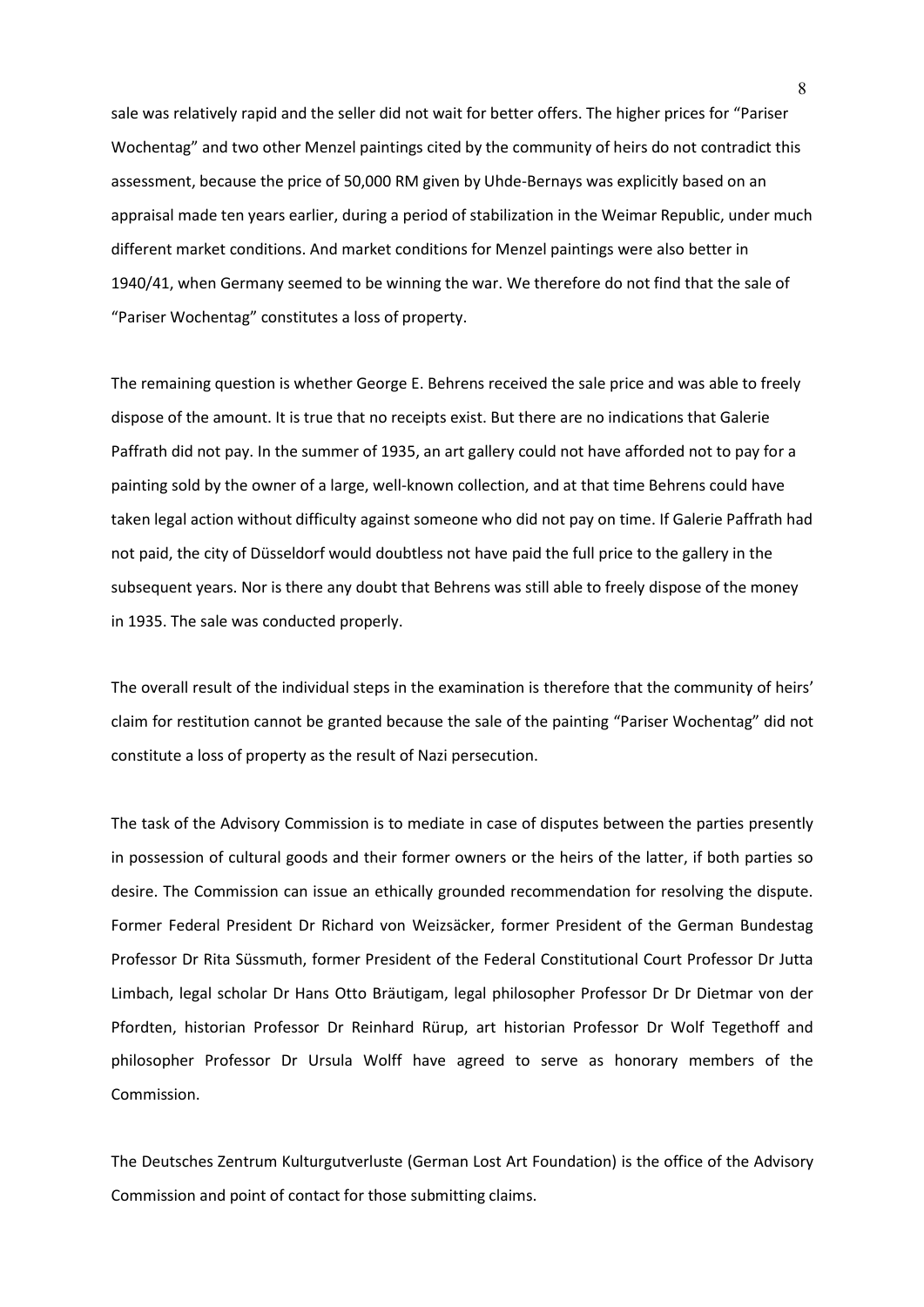sale was relatively rapid and the seller did not wait for better offers. The higher prices for "Pariser Wochentag" and two other Menzel paintings cited by the community of heirs do not contradict this assessment, because the price of 50,000 RM given by Uhde-Bernays was explicitly based on an appraisal made ten years earlier, during a period of stabilization in the Weimar Republic, under much different market conditions. And market conditions for Menzel paintings were also better in 1940/41, when Germany seemed to be winning the war. We therefore do not find that the sale of "Pariser Wochentag" constitutes a loss of property.

The remaining question is whether George E. Behrens received the sale price and was able to freely dispose of the amount. It is true that no receipts exist. But there are no indications that Galerie Paffrath did not pay. In the summer of 1935, an art gallery could not have afforded not to pay for a painting sold by the owner of a large, well-known collection, and at that time Behrens could have taken legal action without difficulty against someone who did not pay on time. If Galerie Paffrath had not paid, the city of Düsseldorf would doubtless not have paid the full price to the gallery in the subsequent years. Nor is there any doubt that Behrens was still able to freely dispose of the money in 1935. The sale was conducted properly.

The overall result of the individual steps in the examination is therefore that the community of heirs' claim for restitution cannot be granted because the sale of the painting "Pariser Wochentag" did not constitute a loss of property as the result of Nazi persecution.

The task of the Advisory Commission is to mediate in case of disputes between the parties presently in possession of cultural goods and their former owners or the heirs of the latter, if both parties so desire. The Commission can issue an ethically grounded recommendation for resolving the dispute. Former Federal President Dr Richard von Weizsäcker, former President of the German Bundestag Professor Dr Rita Süssmuth, former President of the Federal Constitutional Court Professor Dr Jutta Limbach, legal scholar Dr Hans Otto Bräutigam, legal philosopher Professor Dr Dr Dietmar von der Pfordten, historian Professor Dr Reinhard Rürup, art historian Professor Dr Wolf Tegethoff and philosopher Professor Dr Ursula Wolff have agreed to serve as honorary members of the Commission.

The Deutsches Zentrum Kulturgutverluste (German Lost Art Foundation) is the office of the Advisory Commission and point of contact for those submitting claims.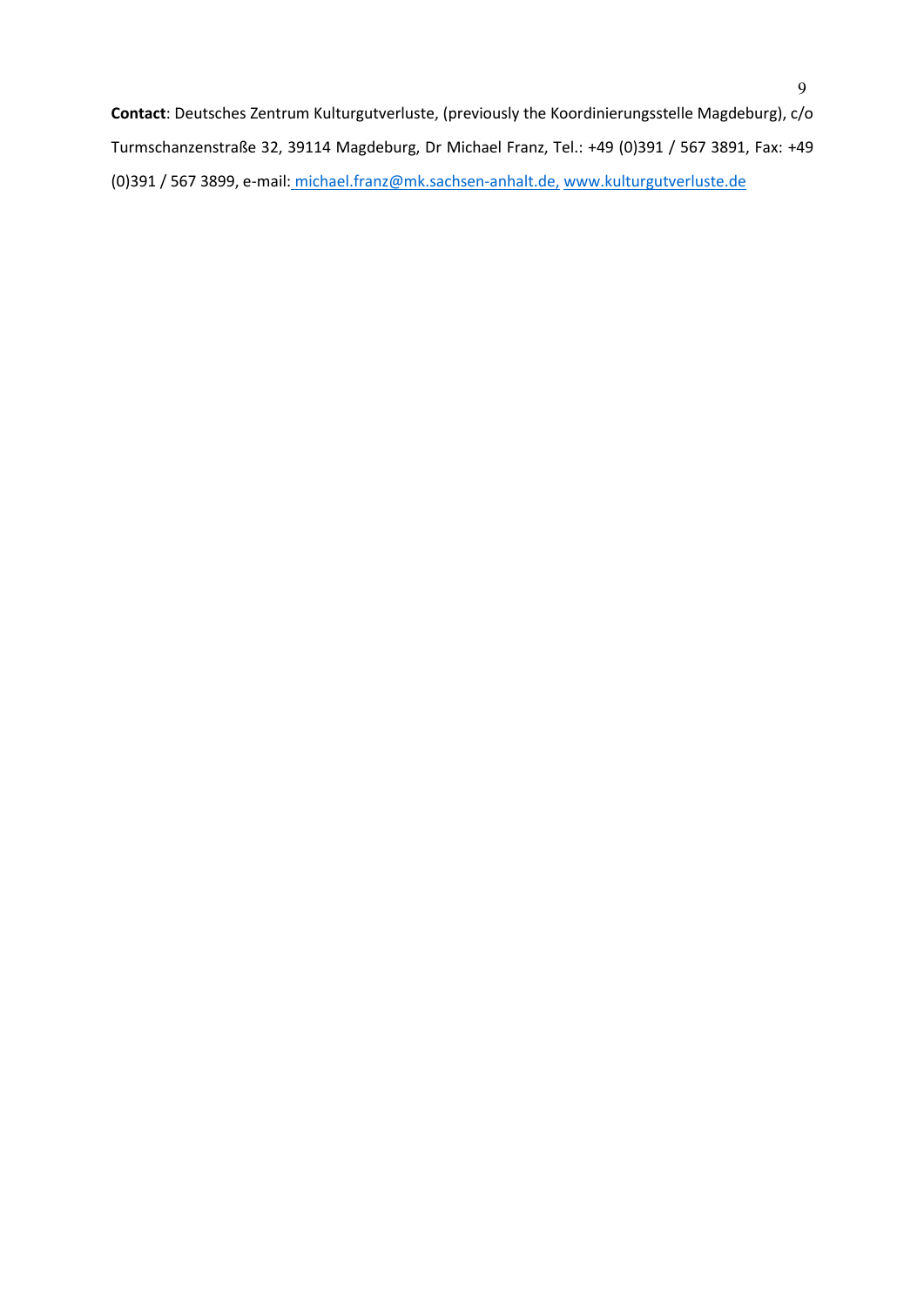**Contact**: Deutsches Zentrum Kulturgutverluste, (previously the Koordinierungsstelle Magdeburg), c/o Turmschanzenstraße 32, 39114 Magdeburg, Dr Michael Franz, Tel.: +49 (0)391 / 567 3891, Fax: +49 (0)391 / 567 3899, e-mail: michael.franz@mk.sachsen-anhalt.de, www.kulturgutverluste.de